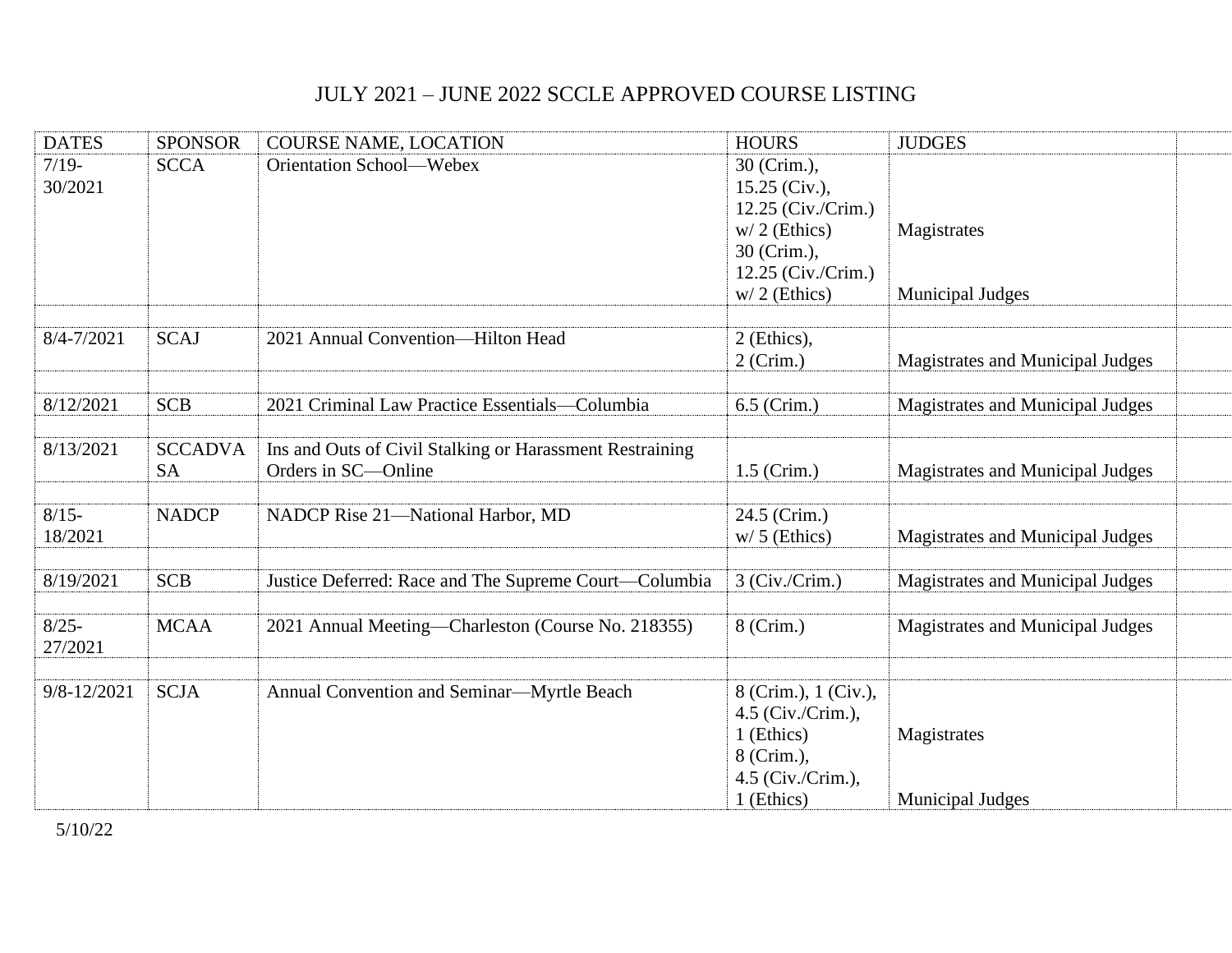# JULY 2021 – JUNE 2022 SCCLE APPROVED COURSE LISTING

| DATES | SPONSOR | COURSE NAME, LOCATION | HOURS | JUDGES |
|---|---|---|---|---|
| 7/19-30/2021 | SCCA | Orientation School—Webex | 30 (Crim.), 15.25 (Civ.), 12.25 (Civ./Crim.) w/ 2 (Ethics) | Magistrates |
| | | | 30 (Crim.), 12.25 (Civ./Crim.) w/ 2 (Ethics) | Municipal Judges |
| | | | | |
| 8/4-7/2021 | SCAJ | 2021 Annual Convention—Hilton Head | 2 (Ethics), 2 (Crim.) | Magistrates and Municipal Judges |
| | | | | |
| 8/12/2021 | SCB | 2021 Criminal Law Practice Essentials—Columbia | 6.5 (Crim.) | Magistrates and Municipal Judges |
| | | | | |
| 8/13/2021 | SCCADVASA | Ins and Outs of Civil Stalking or Harassment Restraining Orders in SC—Online | 1.5 (Crim.) | Magistrates and Municipal Judges |
| | | | | |
| 8/15-18/2021 | NADCP | NADCP Rise 21—National Harbor, MD | 24.5 (Crim.) w/ 5 (Ethics) | Magistrates and Municipal Judges |
| | | | | |
| 8/19/2021 | SCB | Justice Deferred: Race and The Supreme Court—Columbia | 3 (Civ./Crim.) | Magistrates and Municipal Judges |
| | | | | |
| 8/25-27/2021 | MCAA | 2021 Annual Meeting—Charleston (Course No. 218355) | 8 (Crim.) | Magistrates and Municipal Judges |
| | | | | |
| 9/8-12/2021 | SCJA | Annual Convention and Seminar—Myrtle Beach | 8 (Crim.), 1 (Civ.), 4.5 (Civ./Crim.), 1 (Ethics) | Magistrates |
| | | | 8 (Crim.), 4.5 (Civ./Crim.), 1 (Ethics) | Municipal Judges |

5/10/22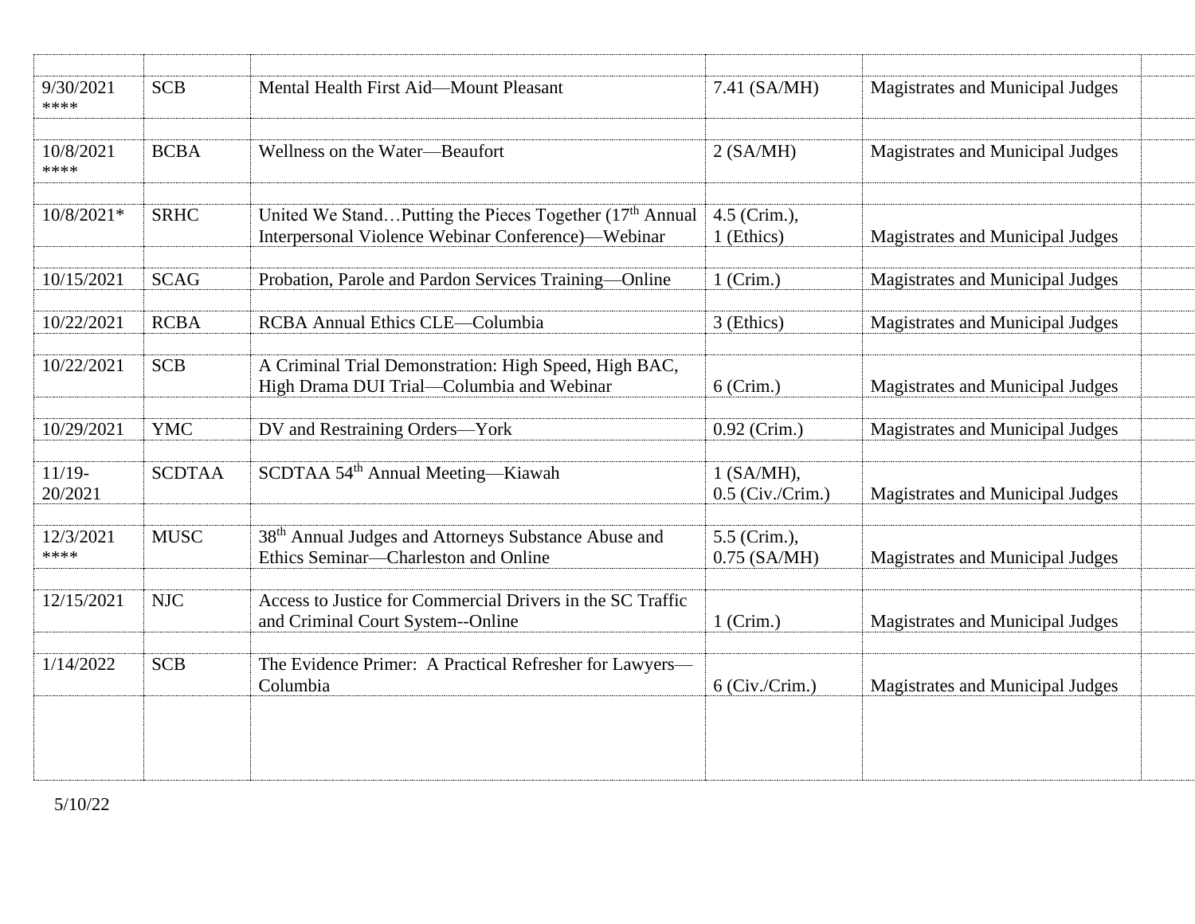| | | | | | |
|---|---|---|---|---|---|
| 9/30/2021 **** | SCB | Mental Health First Aid—Mount Pleasant | 7.41 (SA/MH) | Magistrates and Municipal Judges | |
| 10/8/2021 **** | BCBA | Wellness on the Water—Beaufort | 2 (SA/MH) | Magistrates and Municipal Judges | |
| 10/8/2021* | SRHC | United We Stand…Putting the Pieces Together (17th Annual Interpersonal Violence Webinar Conference)—Webinar | 4.5 (Crim.), 1 (Ethics) | Magistrates and Municipal Judges | |
| 10/15/2021 | SCAG | Probation, Parole and Pardon Services Training—Online | 1 (Crim.) | Magistrates and Municipal Judges | |
| 10/22/2021 | RCBA | RCBA Annual Ethics CLE—Columbia | 3 (Ethics) | Magistrates and Municipal Judges | |
| 10/22/2021 | SCB | A Criminal Trial Demonstration: High Speed, High BAC, High Drama DUI Trial—Columbia and Webinar | 6 (Crim.) | Magistrates and Municipal Judges | |
| 10/29/2021 | YMC | DV and Restraining Orders—York | 0.92 (Crim.) | Magistrates and Municipal Judges | |
| 11/19-20/2021 | SCDTAA | SCDTAA 54th Annual Meeting—Kiawah | 1 (SA/MH), 0.5 (Civ./Crim.) | Magistrates and Municipal Judges | |
| 12/3/2021 **** | MUSC | 38th Annual Judges and Attorneys Substance Abuse and Ethics Seminar—Charleston and Online | 5.5 (Crim.), 0.75 (SA/MH) | Magistrates and Municipal Judges | |
| 12/15/2021 | NJC | Access to Justice for Commercial Drivers in the SC Traffic and Criminal Court System--Online | 1 (Crim.) | Magistrates and Municipal Judges | |
| 1/14/2022 | SCB | The Evidence Primer: A Practical Refresher for Lawyers—Columbia | 6 (Civ./Crim.) | Magistrates and Municipal Judges | |

5/10/22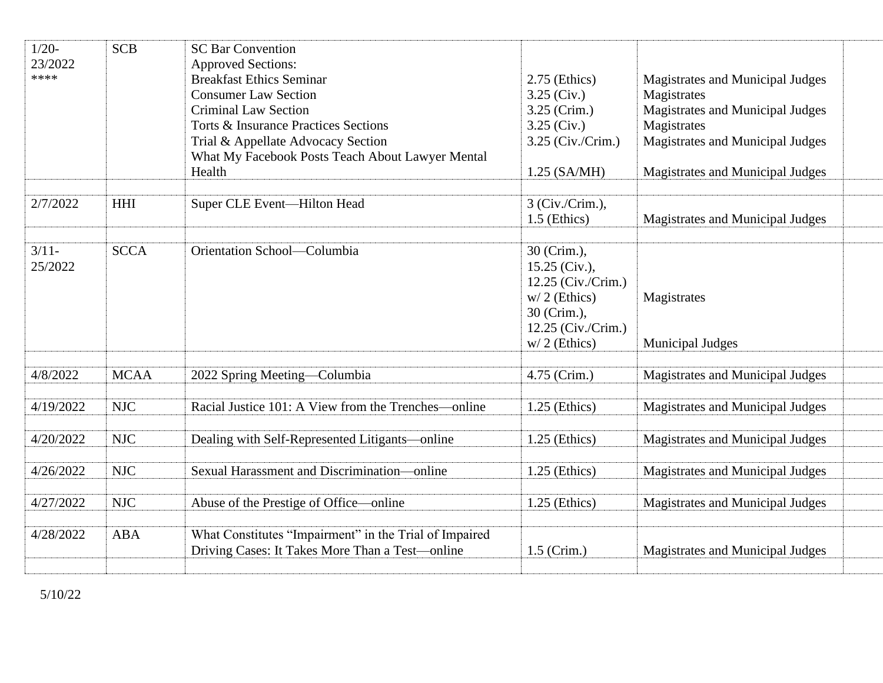| | | | | | |
|---|---|---|---|---|---|
| 1/20-23/2022 **** | SCB | SC Bar Convention<br>Approved Sections:<br>Breakfast Ethics Seminar<br>Consumer Law Section<br>Criminal Law Section<br>Torts & Insurance Practices Sections<br>Trial & Appellate Advocacy Section<br>What My Facebook Posts Teach About Lawyer Mental Health | <br><br>2.75 (Ethics)<br>3.25 (Civ.)<br>3.25 (Crim.)<br>3.25 (Civ.)<br>3.25 (Civ./Crim.)<br><br>1.25 (SA/MH) | <br><br>Magistrates and Municipal Judges<br>Magistrates<br>Magistrates and Municipal Judges<br>Magistrates<br>Magistrates and Municipal Judges<br><br>Magistrates and Municipal Judges | |
| | | | | | |
| 2/7/2022 | HHI | Super CLE Event—Hilton Head | 3 (Civ./Crim.),<br>1.5 (Ethics) | Magistrates and Municipal Judges | |
| | | | | | |
| 3/11-25/2022 | SCCA | Orientation School—Columbia | 30 (Crim.),<br>15.25 (Civ.),<br>12.25 (Civ./Crim.)<br>w/ 2 (Ethics)<br>30 (Crim.),<br>12.25 (Civ./Crim.)<br>w/ 2 (Ethics) | Magistrates<br><br>Municipal Judges | |
| | | | | | |
| 4/8/2022 | MCAA | 2022 Spring Meeting—Columbia | 4.75 (Crim.) | Magistrates and Municipal Judges | |
| | | | | | |
| 4/19/2022 | NJC | Racial Justice 101: A View from the Trenches—online | 1.25 (Ethics) | Magistrates and Municipal Judges | |
| | | | | | |
| 4/20/2022 | NJC | Dealing with Self-Represented Litigants—online | 1.25 (Ethics) | Magistrates and Municipal Judges | |
| | | | | | |
| 4/26/2022 | NJC | Sexual Harassment and Discrimination—online | 1.25 (Ethics) | Magistrates and Municipal Judges | |
| | | | | | |
| 4/27/2022 | NJC | Abuse of the Prestige of Office—online | 1.25 (Ethics) | Magistrates and Municipal Judges | |
| | | | | | |
| 4/28/2022 | ABA | What Constitutes "Impairment" in the Trial of Impaired Driving Cases: It Takes More Than a Test—online | 1.5 (Crim.) | Magistrates and Municipal Judges | |
| | | | | | |

5/10/22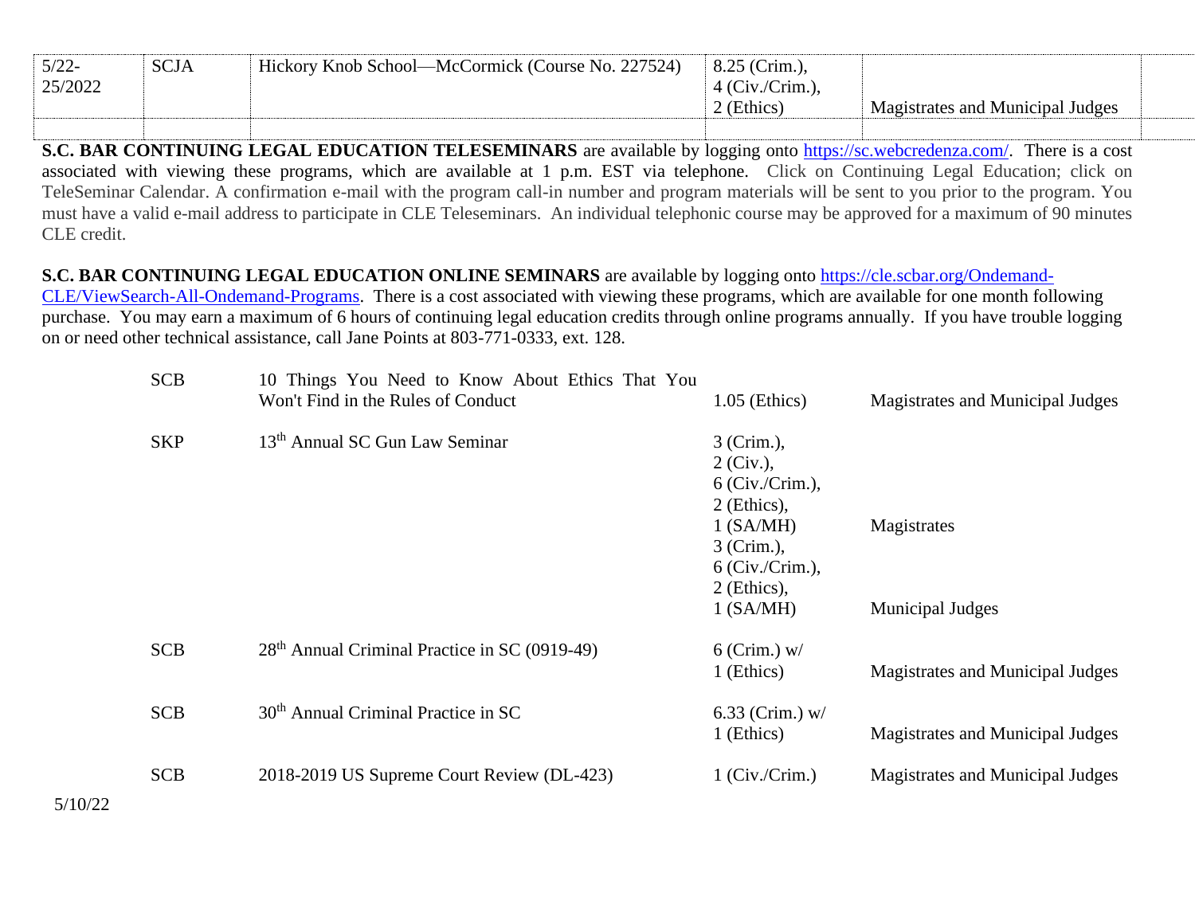| 5/22-25/2022 | SCJA | Hickory Knob School—McCormick (Course No. 227524) | 8.25 (Crim.), 4 (Civ./Crim.), 2 (Ethics) | Magistrates and Municipal Judges | |
|---|---|---|---|---|---|
| | | | | | |

**S.C. BAR CONTINUING LEGAL EDUCATION TELESEMINARS** are available by logging onto https://sc.webcredenza.com/. There is a cost associated with viewing these programs, which are available at 1 p.m. EST via telephone. Click on Continuing Legal Education; click on TeleSeminar Calendar. A confirmation e-mail with the program call-in number and program materials will be sent to you prior to the program. You must have a valid e-mail address to participate in CLE Teleseminars. An individual telephonic course may be approved for a maximum of 90 minutes CLE credit.

**S.C. BAR CONTINUING LEGAL EDUCATION ONLINE SEMINARS** are available by logging onto https://cle.scbar.org/Ondemand-CLE/ViewSearch-All-Ondemand-Programs. There is a cost associated with viewing these programs, which are available for one month following purchase. You may earn a maximum of 6 hours of continuing legal education credits through online programs annually. If you have trouble logging on or need other technical assistance, call Jane Points at 803-771-0333, ext. 128.

| | | | |
|---|---|---|---|
| SCB | 10 Things You Need to Know About Ethics That You Won't Find in the Rules of Conduct | 1.05 (Ethics) | Magistrates and Municipal Judges |
| SKP | 13th Annual SC Gun Law Seminar | 3 (Crim.), 2 (Civ.), 6 (Civ./Crim.), 2 (Ethics), 1 (SA/MH) | Magistrates |
| | | 3 (Crim.), 6 (Civ./Crim.), 2 (Ethics), 1 (SA/MH) | Municipal Judges |
| SCB | 28th Annual Criminal Practice in SC (0919-49) | 6 (Crim.) w/ 1 (Ethics) | Magistrates and Municipal Judges |
| SCB | 30th Annual Criminal Practice in SC | 6.33 (Crim.) w/ 1 (Ethics) | Magistrates and Municipal Judges |
| SCB | 2018-2019 US Supreme Court Review (DL-423) | 1 (Civ./Crim.) | Magistrates and Municipal Judges |

5/10/22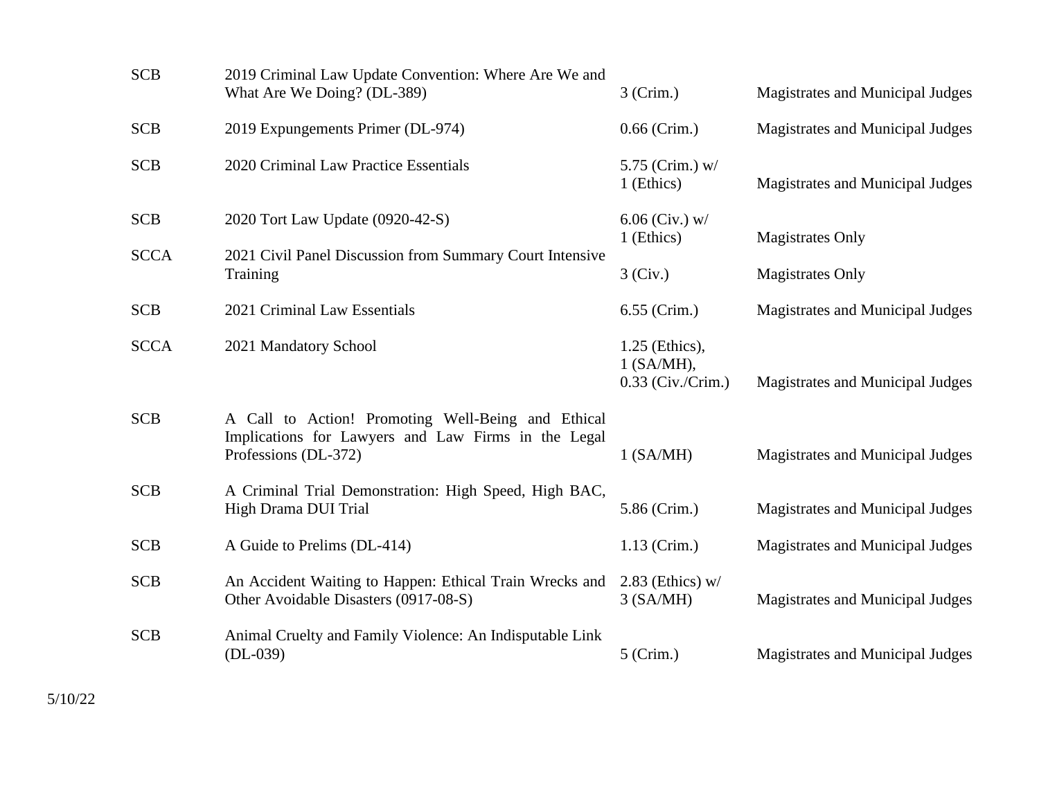| | | | |
|---|---|---|---|
| SCB | 2019 Criminal Law Update Convention: Where Are We and What Are We Doing? (DL-389) | 3 (Crim.) | Magistrates and Municipal Judges |
| SCB | 2019 Expungements Primer (DL-974) | 0.66 (Crim.) | Magistrates and Municipal Judges |
| SCB | 2020 Criminal Law Practice Essentials | 5.75 (Crim.) w/ 1 (Ethics) | Magistrates and Municipal Judges |
| SCB | 2020 Tort Law Update (0920-42-S) | 6.06 (Civ.) w/ 1 (Ethics) | Magistrates Only |
| SCCA | 2021 Civil Panel Discussion from Summary Court Intensive Training | 3 (Civ.) | Magistrates Only |
| SCB | 2021 Criminal Law Essentials | 6.55 (Crim.) | Magistrates and Municipal Judges |
| SCCA | 2021 Mandatory School | 1.25 (Ethics), 1 (SA/MH), 0.33 (Civ./Crim.) | Magistrates and Municipal Judges |
| SCB | A Call to Action! Promoting Well-Being and Ethical Implications for Lawyers and Law Firms in the Legal Professions (DL-372) | 1 (SA/MH) | Magistrates and Municipal Judges |
| SCB | A Criminal Trial Demonstration: High Speed, High BAC, High Drama DUI Trial | 5.86 (Crim.) | Magistrates and Municipal Judges |
| SCB | A Guide to Prelims (DL-414) | 1.13 (Crim.) | Magistrates and Municipal Judges |
| SCB | An Accident Waiting to Happen: Ethical Train Wrecks and Other Avoidable Disasters (0917-08-S) | 2.83 (Ethics) w/ 3 (SA/MH) | Magistrates and Municipal Judges |
| SCB | Animal Cruelty and Family Violence: An Indisputable Link (DL-039) | 5 (Crim.) | Magistrates and Municipal Judges |

5/10/22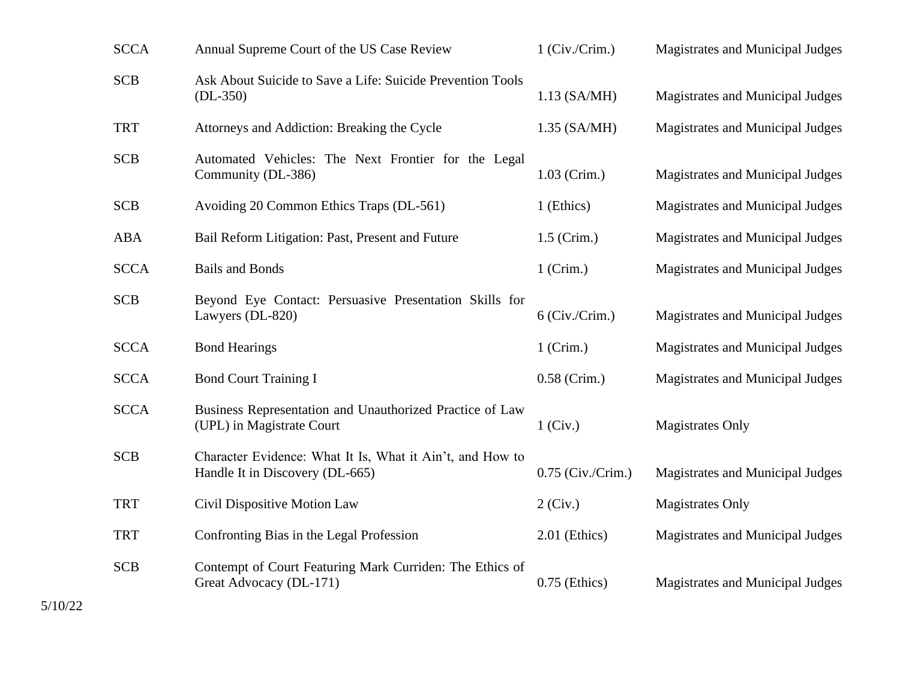| | | | |
|---|---|---|---|
| SCCA | Annual Supreme Court of the US Case Review | 1 (Civ./Crim.) | Magistrates and Municipal Judges |
| SCB | Ask About Suicide to Save a Life: Suicide Prevention Tools (DL-350) | 1.13 (SA/MH) | Magistrates and Municipal Judges |
| TRT | Attorneys and Addiction: Breaking the Cycle | 1.35 (SA/MH) | Magistrates and Municipal Judges |
| SCB | Automated Vehicles: The Next Frontier for the Legal Community (DL-386) | 1.03 (Crim.) | Magistrates and Municipal Judges |
| SCB | Avoiding 20 Common Ethics Traps (DL-561) | 1 (Ethics) | Magistrates and Municipal Judges |
| ABA | Bail Reform Litigation: Past, Present and Future | 1.5 (Crim.) | Magistrates and Municipal Judges |
| SCCA | Bails and Bonds | 1 (Crim.) | Magistrates and Municipal Judges |
| SCB | Beyond Eye Contact: Persuasive Presentation Skills for Lawyers (DL-820) | 6 (Civ./Crim.) | Magistrates and Municipal Judges |
| SCCA | Bond Hearings | 1 (Crim.) | Magistrates and Municipal Judges |
| SCCA | Bond Court Training I | 0.58 (Crim.) | Magistrates and Municipal Judges |
| SCCA | Business Representation and Unauthorized Practice of Law (UPL) in Magistrate Court | 1 (Civ.) | Magistrates Only |
| SCB | Character Evidence: What It Is, What it Ain't, and How to Handle It in Discovery (DL-665) | 0.75 (Civ./Crim.) | Magistrates and Municipal Judges |
| TRT | Civil Dispositive Motion Law | 2 (Civ.) | Magistrates Only |
| TRT | Confronting Bias in the Legal Profession | 2.01 (Ethics) | Magistrates and Municipal Judges |
| SCB | Contempt of Court Featuring Mark Curriden: The Ethics of Great Advocacy (DL-171) | 0.75 (Ethics) | Magistrates and Municipal Judges |

5/10/22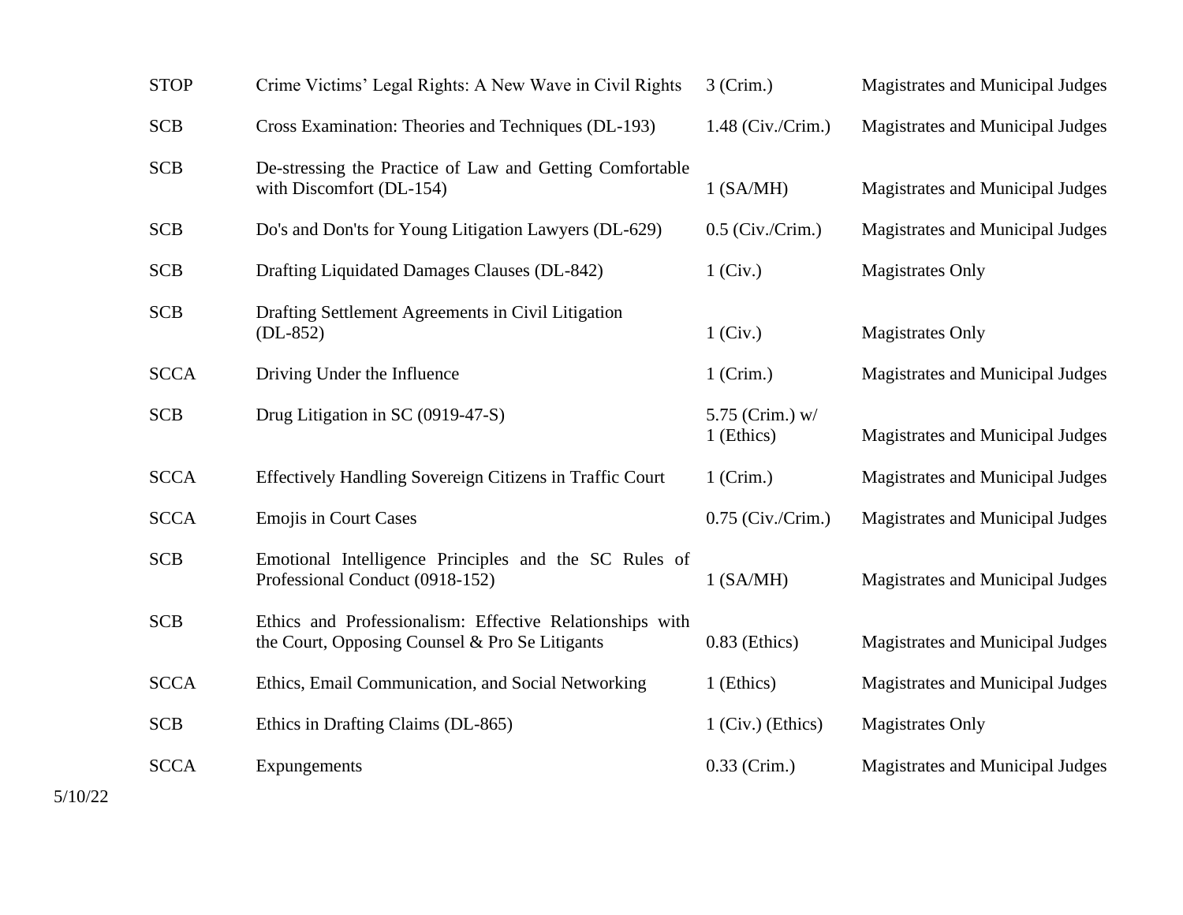| | | | |
|---|---|---|---|
| STOP | Crime Victims' Legal Rights: A New Wave in Civil Rights | 3 (Crim.) | Magistrates and Municipal Judges |
| SCB | Cross Examination: Theories and Techniques (DL-193) | 1.48 (Civ./Crim.) | Magistrates and Municipal Judges |
| SCB | De-stressing the Practice of Law and Getting Comfortable with Discomfort (DL-154) | 1 (SA/MH) | Magistrates and Municipal Judges |
| SCB | Do's and Don'ts for Young Litigation Lawyers (DL-629) | 0.5 (Civ./Crim.) | Magistrates and Municipal Judges |
| SCB | Drafting Liquidated Damages Clauses (DL-842) | 1 (Civ.) | Magistrates Only |
| SCB | Drafting Settlement Agreements in Civil Litigation (DL-852) | 1 (Civ.) | Magistrates Only |
| SCCA | Driving Under the Influence | 1 (Crim.) | Magistrates and Municipal Judges |
| SCB | Drug Litigation in SC (0919-47-S) | 5.75 (Crim.) w/ 1 (Ethics) | Magistrates and Municipal Judges |
| SCCA | Effectively Handling Sovereign Citizens in Traffic Court | 1 (Crim.) | Magistrates and Municipal Judges |
| SCCA | Emojis in Court Cases | 0.75 (Civ./Crim.) | Magistrates and Municipal Judges |
| SCB | Emotional Intelligence Principles and the SC Rules of Professional Conduct (0918-152) | 1 (SA/MH) | Magistrates and Municipal Judges |
| SCB | Ethics and Professionalism: Effective Relationships with the Court, Opposing Counsel & Pro Se Litigants | 0.83 (Ethics) | Magistrates and Municipal Judges |
| SCCA | Ethics, Email Communication, and Social Networking | 1 (Ethics) | Magistrates and Municipal Judges |
| SCB | Ethics in Drafting Claims (DL-865) | 1 (Civ.) (Ethics) | Magistrates Only |
| SCCA | Expungements | 0.33 (Crim.) | Magistrates and Municipal Judges |

5/10/22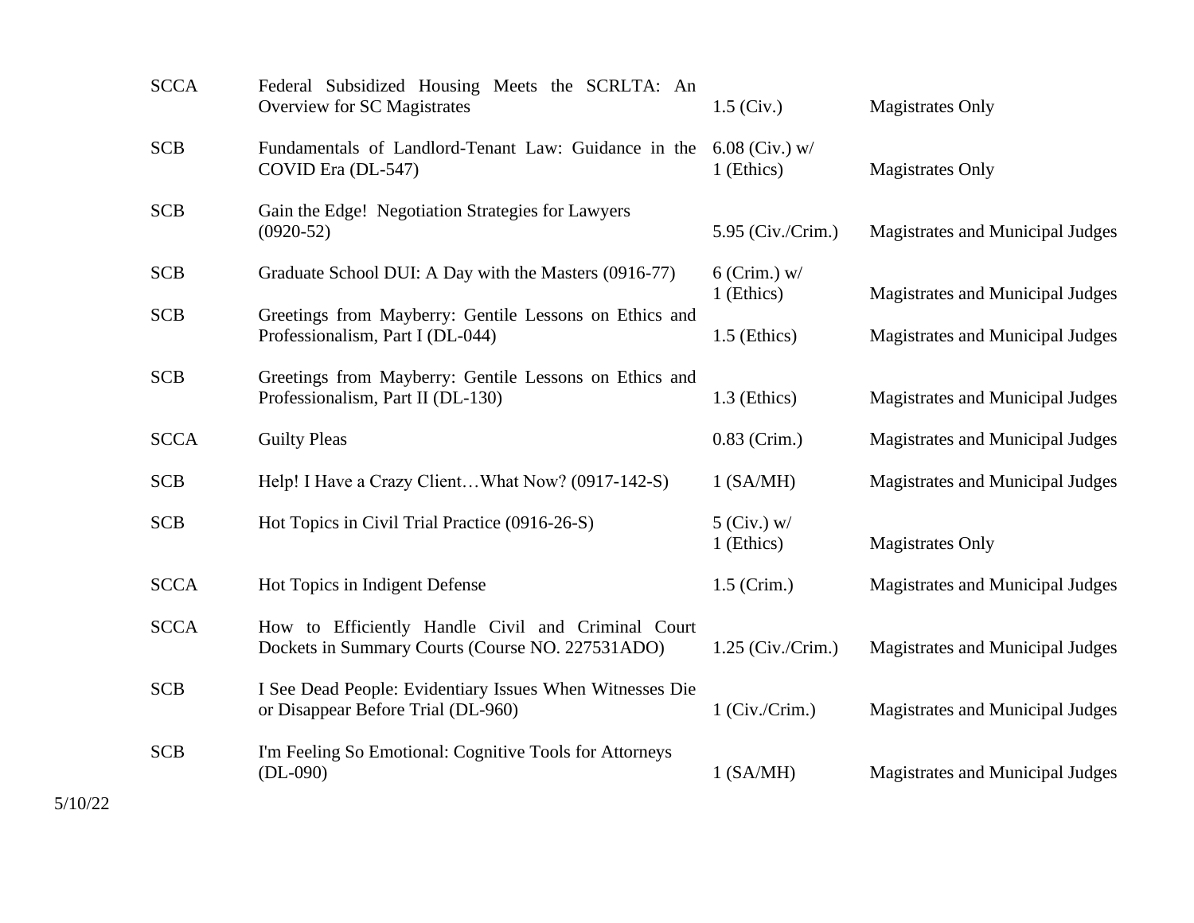| | | | |
|---|---|---|---|
| SCCA | Federal Subsidized Housing Meets the SCRLTA: An Overview for SC Magistrates | 1.5 (Civ.) | Magistrates Only |
| SCB | Fundamentals of Landlord-Tenant Law: Guidance in the COVID Era (DL-547) | 6.08 (Civ.) w/ 1 (Ethics) | Magistrates Only |
| SCB | Gain the Edge! Negotiation Strategies for Lawyers (0920-52) | 5.95 (Civ./Crim.) | Magistrates and Municipal Judges |
| SCB | Graduate School DUI: A Day with the Masters (0916-77) | 6 (Crim.) w/ 1 (Ethics) | Magistrates and Municipal Judges |
| SCB | Greetings from Mayberry: Gentile Lessons on Ethics and Professionalism, Part I (DL-044) | 1.5 (Ethics) | Magistrates and Municipal Judges |
| SCB | Greetings from Mayberry: Gentile Lessons on Ethics and Professionalism, Part II (DL-130) | 1.3 (Ethics) | Magistrates and Municipal Judges |
| SCCA | Guilty Pleas | 0.83 (Crim.) | Magistrates and Municipal Judges |
| SCB | Help! I Have a Crazy Client…What Now? (0917-142-S) | 1 (SA/MH) | Magistrates and Municipal Judges |
| SCB | Hot Topics in Civil Trial Practice (0916-26-S) | 5 (Civ.) w/ 1 (Ethics) | Magistrates Only |
| SCCA | Hot Topics in Indigent Defense | 1.5 (Crim.) | Magistrates and Municipal Judges |
| SCCA | How to Efficiently Handle Civil and Criminal Court Dockets in Summary Courts (Course NO. 227531ADO) | 1.25 (Civ./Crim.) | Magistrates and Municipal Judges |
| SCB | I See Dead People: Evidentiary Issues When Witnesses Die or Disappear Before Trial (DL-960) | 1 (Civ./Crim.) | Magistrates and Municipal Judges |
| SCB | I'm Feeling So Emotional: Cognitive Tools for Attorneys (DL-090) | 1 (SA/MH) | Magistrates and Municipal Judges |

5/10/22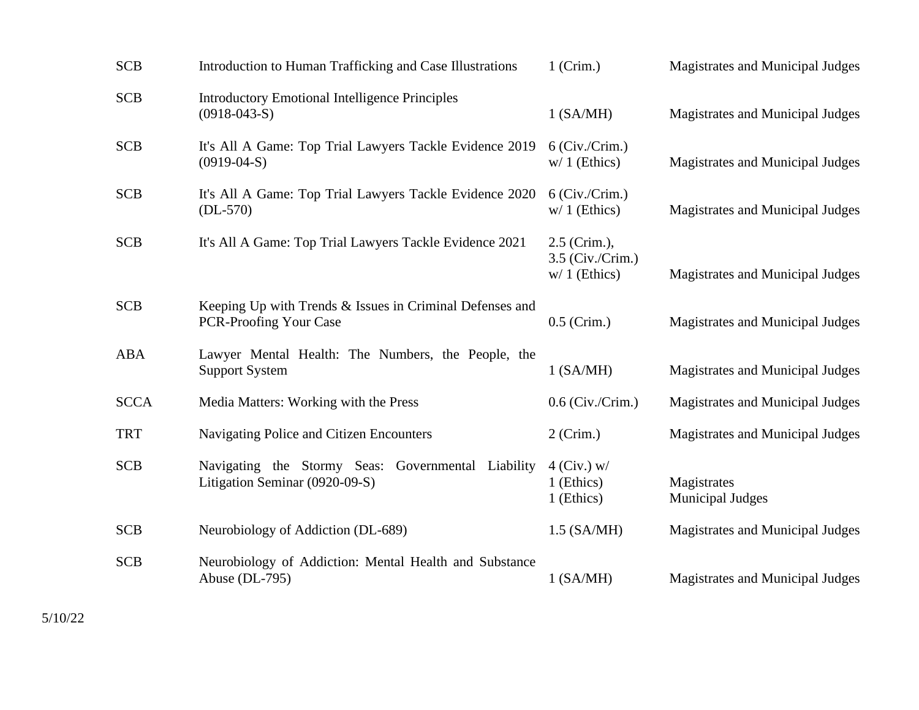| | | | |
|---|---|---|---|
| SCB | Introduction to Human Trafficking and Case Illustrations | 1 (Crim.) | Magistrates and Municipal Judges |
| SCB | Introductory Emotional Intelligence Principles (0918-043-S) | 1 (SA/MH) | Magistrates and Municipal Judges |
| SCB | It's All A Game: Top Trial Lawyers Tackle Evidence 2019 (0919-04-S) | 6 (Civ./Crim.) w/ 1 (Ethics) | Magistrates and Municipal Judges |
| SCB | It's All A Game: Top Trial Lawyers Tackle Evidence 2020 (DL-570) | 6 (Civ./Crim.) w/ 1 (Ethics) | Magistrates and Municipal Judges |
| SCB | It's All A Game: Top Trial Lawyers Tackle Evidence 2021 | 2.5 (Crim.), 3.5 (Civ./Crim.) w/ 1 (Ethics) | Magistrates and Municipal Judges |
| SCB | Keeping Up with Trends & Issues in Criminal Defenses and PCR-Proofing Your Case | 0.5 (Crim.) | Magistrates and Municipal Judges |
| ABA | Lawyer Mental Health: The Numbers, the People, the Support System | 1 (SA/MH) | Magistrates and Municipal Judges |
| SCCA | Media Matters: Working with the Press | 0.6 (Civ./Crim.) | Magistrates and Municipal Judges |
| TRT | Navigating Police and Citizen Encounters | 2 (Crim.) | Magistrates and Municipal Judges |
| SCB | Navigating the Stormy Seas: Governmental Liability Litigation Seminar (0920-09-S) | 4 (Civ.) w/ 1 (Ethics)<br>1 (Ethics) | Magistrates<br>Municipal Judges |
| SCB | Neurobiology of Addiction (DL-689) | 1.5 (SA/MH) | Magistrates and Municipal Judges |
| SCB | Neurobiology of Addiction: Mental Health and Substance Abuse (DL-795) | 1 (SA/MH) | Magistrates and Municipal Judges |

5/10/22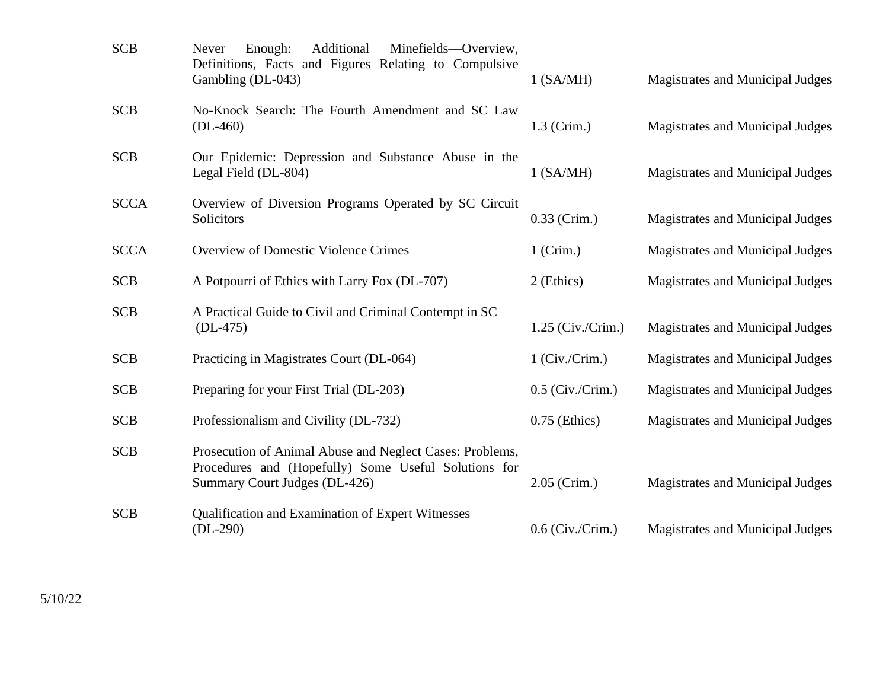| | | | |
|---|---|---|---|
| SCB | Never Enough: Additional Minefields—Overview, Definitions, Facts and Figures Relating to Compulsive Gambling (DL-043) | 1 (SA/MH) | Magistrates and Municipal Judges |
| SCB | No-Knock Search: The Fourth Amendment and SC Law (DL-460) | 1.3 (Crim.) | Magistrates and Municipal Judges |
| SCB | Our Epidemic: Depression and Substance Abuse in the Legal Field (DL-804) | 1 (SA/MH) | Magistrates and Municipal Judges |
| SCCA | Overview of Diversion Programs Operated by SC Circuit Solicitors | 0.33 (Crim.) | Magistrates and Municipal Judges |
| SCCA | Overview of Domestic Violence Crimes | 1 (Crim.) | Magistrates and Municipal Judges |
| SCB | A Potpourri of Ethics with Larry Fox (DL-707) | 2 (Ethics) | Magistrates and Municipal Judges |
| SCB | A Practical Guide to Civil and Criminal Contempt in SC (DL-475) | 1.25 (Civ./Crim.) | Magistrates and Municipal Judges |
| SCB | Practicing in Magistrates Court (DL-064) | 1 (Civ./Crim.) | Magistrates and Municipal Judges |
| SCB | Preparing for your First Trial (DL-203) | 0.5 (Civ./Crim.) | Magistrates and Municipal Judges |
| SCB | Professionalism and Civility (DL-732) | 0.75 (Ethics) | Magistrates and Municipal Judges |
| SCB | Prosecution of Animal Abuse and Neglect Cases: Problems, Procedures and (Hopefully) Some Useful Solutions for Summary Court Judges (DL-426) | 2.05 (Crim.) | Magistrates and Municipal Judges |
| SCB | Qualification and Examination of Expert Witnesses (DL-290) | 0.6 (Civ./Crim.) | Magistrates and Municipal Judges |

5/10/22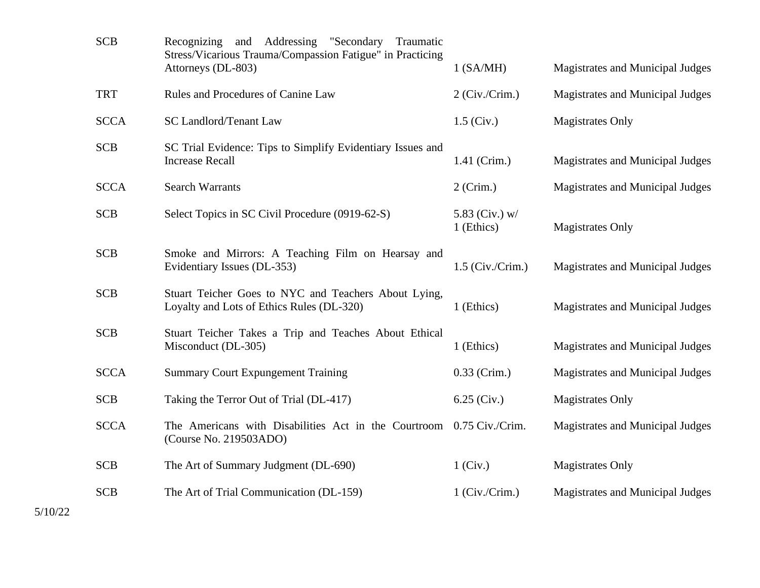| | | | |
|---|---|---|---|
| SCB | Recognizing and Addressing "Secondary Traumatic Stress/Vicarious Trauma/Compassion Fatigue" in Practicing Attorneys (DL-803) | 1 (SA/MH) | Magistrates and Municipal Judges |
| TRT | Rules and Procedures of Canine Law | 2 (Civ./Crim.) | Magistrates and Municipal Judges |
| SCCA | SC Landlord/Tenant Law | 1.5 (Civ.) | Magistrates Only |
| SCB | SC Trial Evidence: Tips to Simplify Evidentiary Issues and Increase Recall | 1.41 (Crim.) | Magistrates and Municipal Judges |
| SCCA | Search Warrants | 2 (Crim.) | Magistrates and Municipal Judges |
| SCB | Select Topics in SC Civil Procedure (0919-62-S) | 5.83 (Civ.) w/ 1 (Ethics) | Magistrates Only |
| SCB | Smoke and Mirrors: A Teaching Film on Hearsay and Evidentiary Issues (DL-353) | 1.5 (Civ./Crim.) | Magistrates and Municipal Judges |
| SCB | Stuart Teicher Goes to NYC and Teachers About Lying, Loyalty and Lots of Ethics Rules (DL-320) | 1 (Ethics) | Magistrates and Municipal Judges |
| SCB | Stuart Teicher Takes a Trip and Teaches About Ethical Misconduct (DL-305) | 1 (Ethics) | Magistrates and Municipal Judges |
| SCCA | Summary Court Expungement Training | 0.33 (Crim.) | Magistrates and Municipal Judges |
| SCB | Taking the Terror Out of Trial (DL-417) | 6.25 (Civ.) | Magistrates Only |
| SCCA | The Americans with Disabilities Act in the Courtroom (Course No. 219503ADO) | 0.75 Civ./Crim. | Magistrates and Municipal Judges |
| SCB | The Art of Summary Judgment (DL-690) | 1 (Civ.) | Magistrates Only |
| SCB | The Art of Trial Communication (DL-159) | 1 (Civ./Crim.) | Magistrates and Municipal Judges |

5/10/22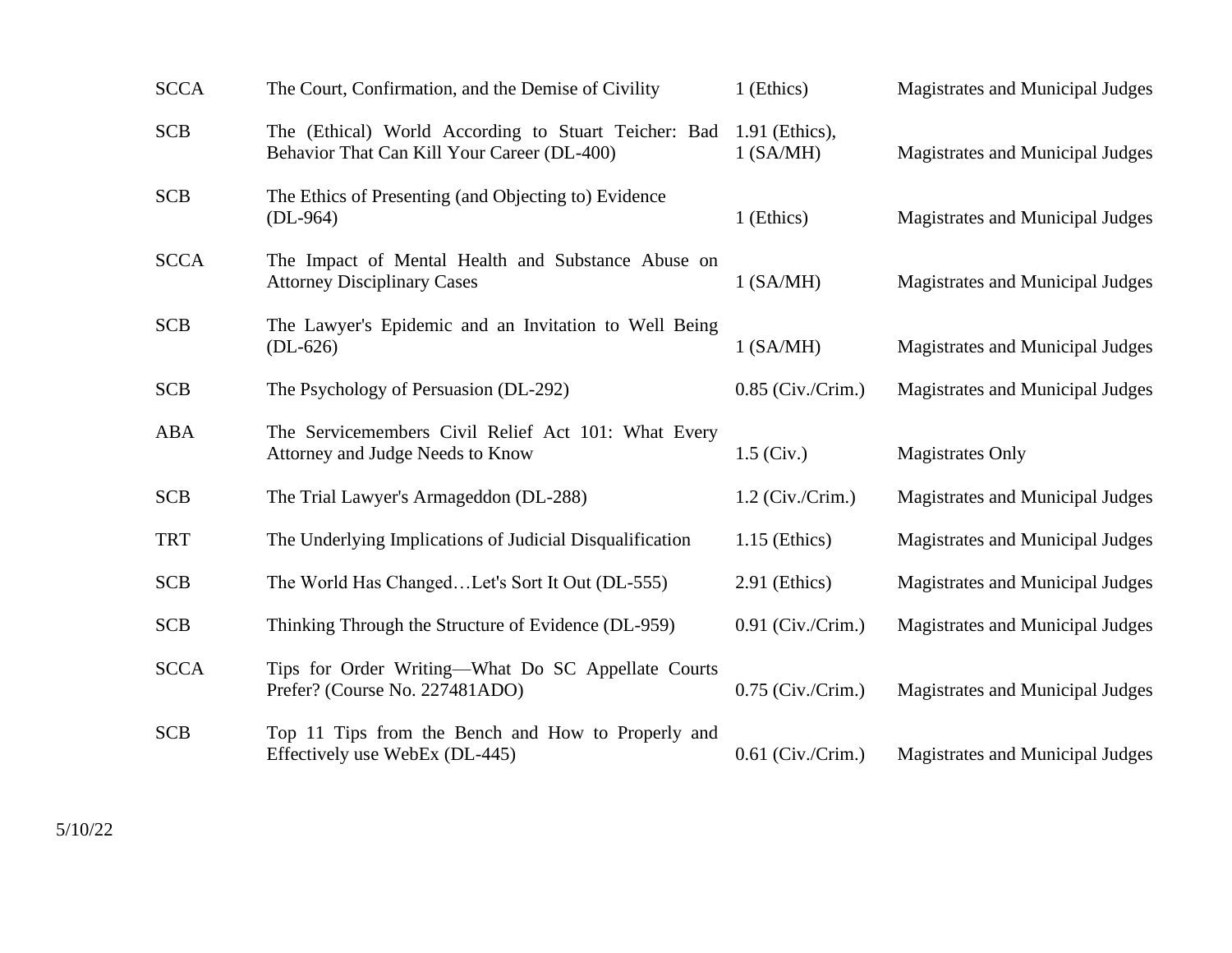| | | | |
|---|---|---|---|
| SCCA | The Court, Confirmation, and the Demise of Civility | 1 (Ethics) | Magistrates and Municipal Judges |
| SCB | The (Ethical) World According to Stuart Teicher: Bad Behavior That Can Kill Your Career (DL-400) | 1.91 (Ethics), 1 (SA/MH) | Magistrates and Municipal Judges |
| SCB | The Ethics of Presenting (and Objecting to) Evidence (DL-964) | 1 (Ethics) | Magistrates and Municipal Judges |
| SCCA | The Impact of Mental Health and Substance Abuse on Attorney Disciplinary Cases | 1 (SA/MH) | Magistrates and Municipal Judges |
| SCB | The Lawyer's Epidemic and an Invitation to Well Being (DL-626) | 1 (SA/MH) | Magistrates and Municipal Judges |
| SCB | The Psychology of Persuasion (DL-292) | 0.85 (Civ./Crim.) | Magistrates and Municipal Judges |
| ABA | The Servicemembers Civil Relief Act 101: What Every Attorney and Judge Needs to Know | 1.5 (Civ.) | Magistrates Only |
| SCB | The Trial Lawyer's Armageddon (DL-288) | 1.2 (Civ./Crim.) | Magistrates and Municipal Judges |
| TRT | The Underlying Implications of Judicial Disqualification | 1.15 (Ethics) | Magistrates and Municipal Judges |
| SCB | The World Has Changed…Let's Sort It Out (DL-555) | 2.91 (Ethics) | Magistrates and Municipal Judges |
| SCB | Thinking Through the Structure of Evidence (DL-959) | 0.91 (Civ./Crim.) | Magistrates and Municipal Judges |
| SCCA | Tips for Order Writing—What Do SC Appellate Courts Prefer? (Course No. 227481ADO) | 0.75 (Civ./Crim.) | Magistrates and Municipal Judges |
| SCB | Top 11 Tips from the Bench and How to Properly and Effectively use WebEx (DL-445) | 0.61 (Civ./Crim.) | Magistrates and Municipal Judges |

5/10/22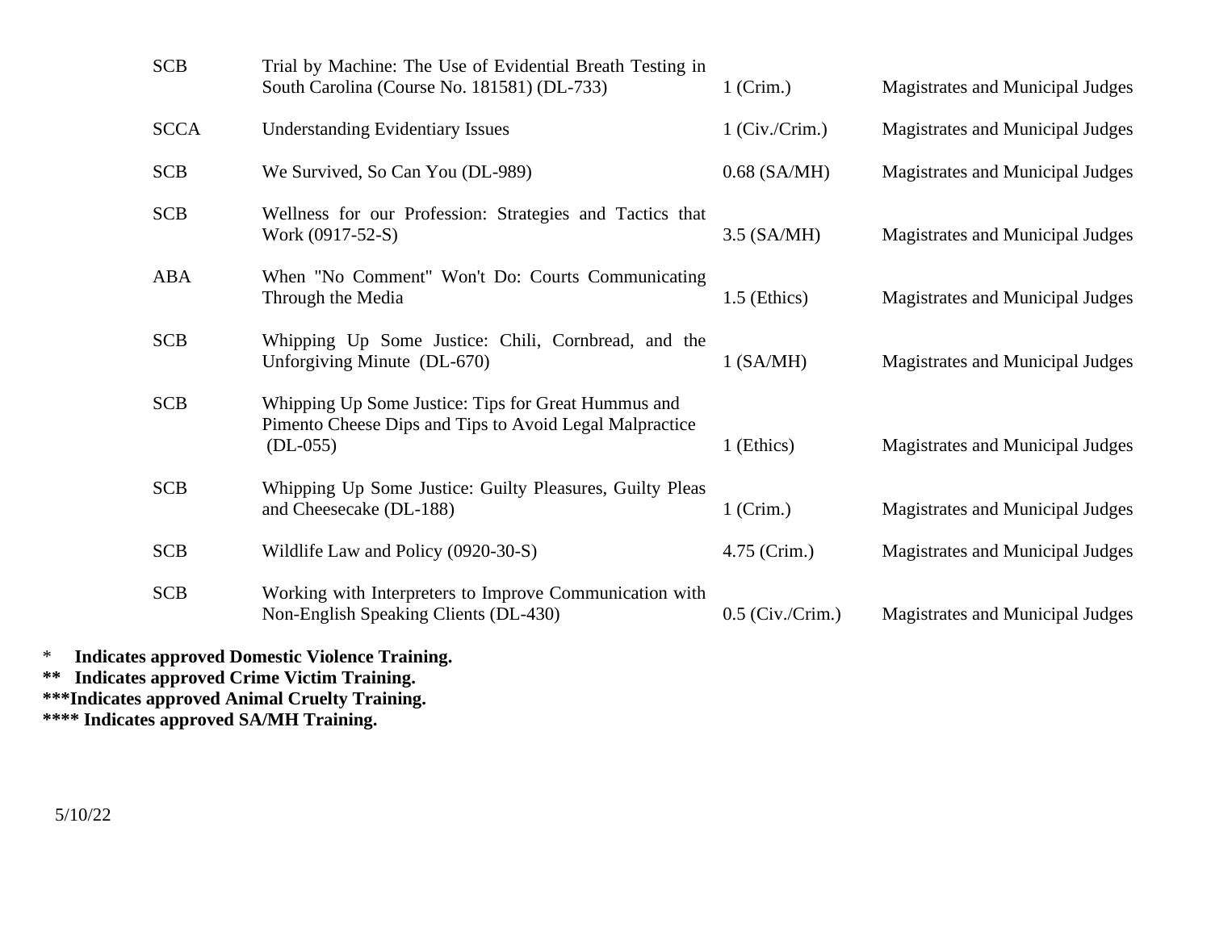| | | | |
|---|---|---|---|
| SCB | Trial by Machine: The Use of Evidential Breath Testing in South Carolina (Course No. 181581) (DL-733) | 1 (Crim.) | Magistrates and Municipal Judges |
| SCCA | Understanding Evidentiary Issues | 1 (Civ./Crim.) | Magistrates and Municipal Judges |
| SCB | We Survived, So Can You (DL-989) | 0.68 (SA/MH) | Magistrates and Municipal Judges |
| SCB | Wellness for our Profession: Strategies and Tactics that Work (0917-52-S) | 3.5 (SA/MH) | Magistrates and Municipal Judges |
| ABA | When "No Comment" Won't Do: Courts Communicating Through the Media | 1.5 (Ethics) | Magistrates and Municipal Judges |
| SCB | Whipping Up Some Justice: Chili, Cornbread, and the Unforgiving Minute (DL-670) | 1 (SA/MH) | Magistrates and Municipal Judges |
| SCB | Whipping Up Some Justice: Tips for Great Hummus and Pimento Cheese Dips and Tips to Avoid Legal Malpractice (DL-055) | 1 (Ethics) | Magistrates and Municipal Judges |
| SCB | Whipping Up Some Justice: Guilty Pleasures, Guilty Pleas and Cheesecake (DL-188) | 1 (Crim.) | Magistrates and Municipal Judges |
| SCB | Wildlife Law and Policy (0920-30-S) | 4.75 (Crim.) | Magistrates and Municipal Judges |
| SCB | Working with Interpreters to Improve Communication with Non-English Speaking Clients (DL-430) | 0.5 (Civ./Crim.) | Magistrates and Municipal Judges |

\* **Indicates approved Domestic Violence Training.**
**\*\* Indicates approved Crime Victim Training.**
**\*\*\*Indicates approved Animal Cruelty Training.**
**\*\*\*\* Indicates approved SA/MH Training.**

5/10/22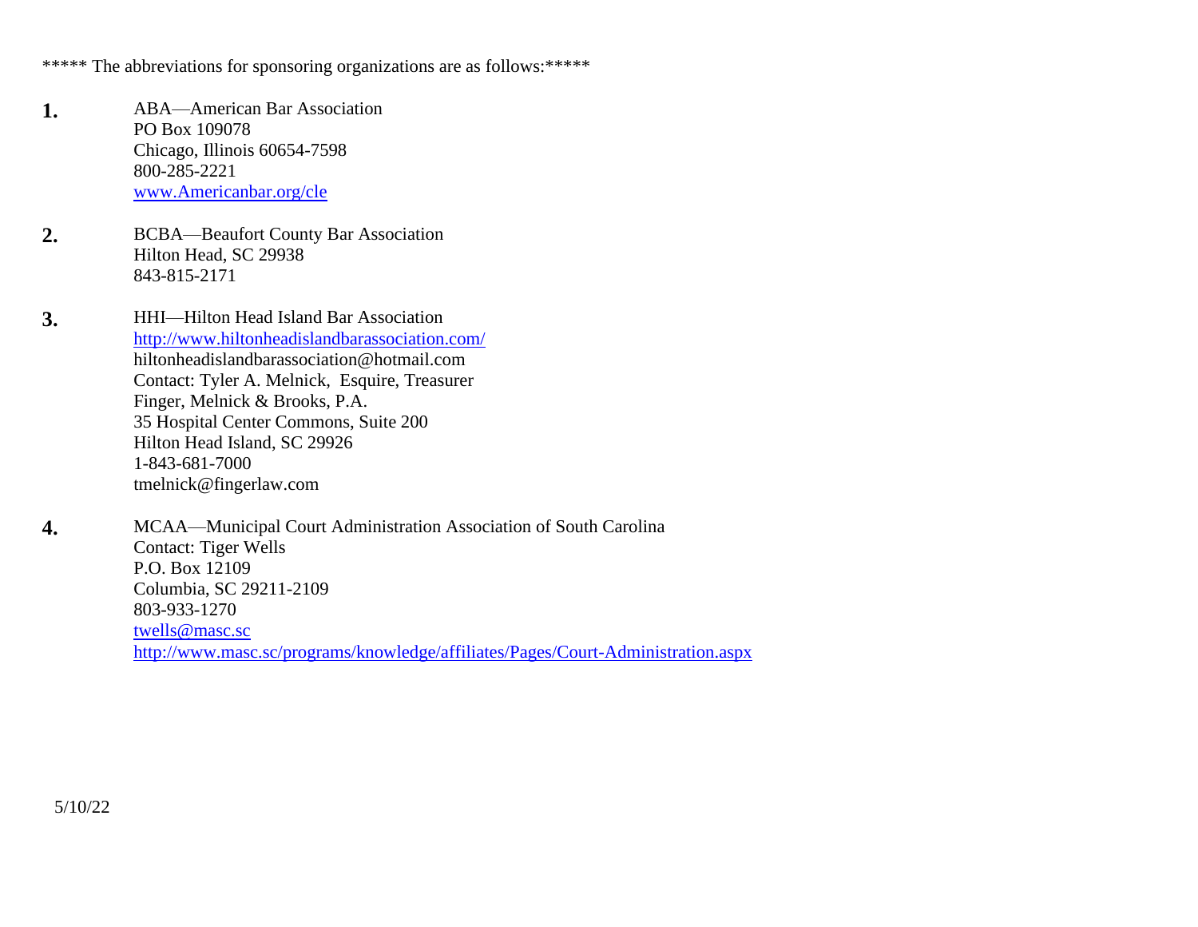***** The abbreviations for sponsoring organizations are as follows:*****

**1.** ABA—American Bar Association
PO Box 109078
Chicago, Illinois 60654-7598
800-285-2221
www.Americanbar.org/cle

**2.** BCBA—Beaufort County Bar Association
Hilton Head, SC 29938
843-815-2171

**3.** HHI—Hilton Head Island Bar Association
http://www.hiltonheadislandbarassociation.com/
hiltonheadislandbarassociation@hotmail.com
Contact: Tyler A. Melnick, Esquire, Treasurer
Finger, Melnick & Brooks, P.A.
35 Hospital Center Commons, Suite 200
Hilton Head Island, SC 29926
1-843-681-7000
tmelnick@fingerlaw.com

**4.** MCAA—Municipal Court Administration Association of South Carolina
Contact: Tiger Wells
P.O. Box 12109
Columbia, SC 29211-2109
803-933-1270
twells@masc.sc
http://www.masc.sc/programs/knowledge/affiliates/Pages/Court-Administration.aspx

5/10/22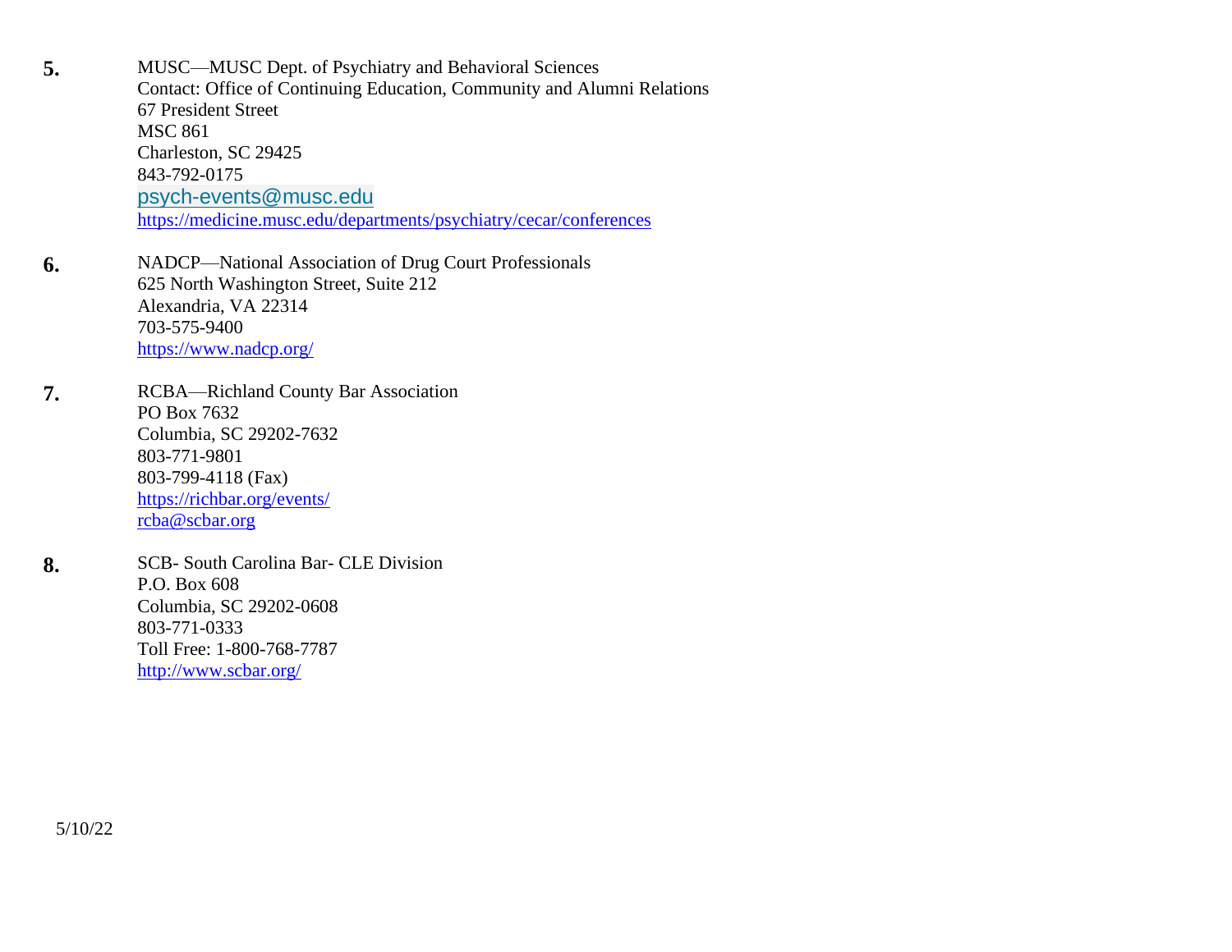**5.** MUSC—MUSC Dept. of Psychiatry and Behavioral Sciences
Contact: Office of Continuing Education, Community and Alumni Relations
67 President Street
MSC 861
Charleston, SC 29425
843-792-0175
psych-events@musc.edu
https://medicine.musc.edu/departments/psychiatry/cecar/conferences

**6.** NADCP—National Association of Drug Court Professionals
625 North Washington Street, Suite 212
Alexandria, VA 22314
703-575-9400
https://www.nadcp.org/

**7.** RCBA—Richland County Bar Association
PO Box 7632
Columbia, SC 29202-7632
803-771-9801
803-799-4118 (Fax)
https://richbar.org/events/
rcba@scbar.org

**8.** SCB- South Carolina Bar- CLE Division
P.O. Box 608
Columbia, SC 29202-0608
803-771-0333
Toll Free: 1-800-768-7787
http://www.scbar.org/

5/10/22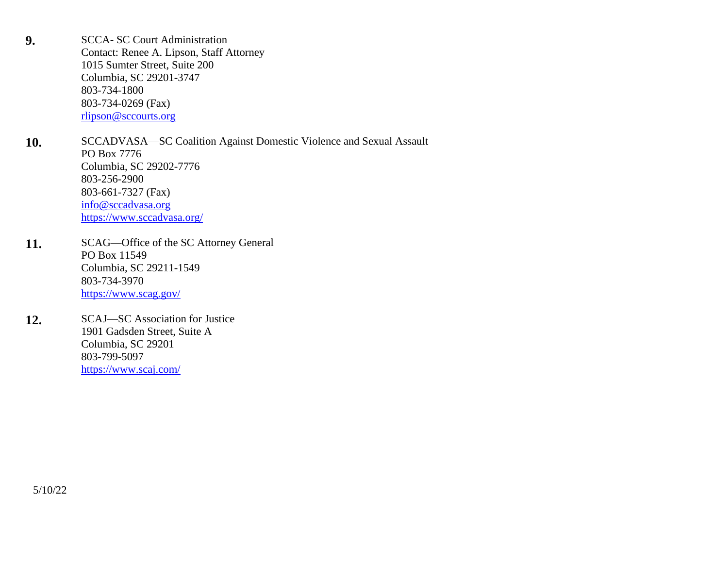**9.** SCCA- SC Court Administration
Contact: Renee A. Lipson, Staff Attorney
1015 Sumter Street, Suite 200
Columbia, SC 29201-3747
803-734-1800
803-734-0269 (Fax)
rlipson@sccourts.org

**10.** SCCADVASA—SC Coalition Against Domestic Violence and Sexual Assault
PO Box 7776
Columbia, SC 29202-7776
803-256-2900
803-661-7327 (Fax)
info@sccadvasa.org
https://www.sccadvasa.org/

**11.** SCAG—Office of the SC Attorney General
PO Box 11549
Columbia, SC 29211-1549
803-734-3970
https://www.scag.gov/

**12.** SCAJ—SC Association for Justice
1901 Gadsden Street, Suite A
Columbia, SC 29201
803-799-5097
https://www.scaj.com/

5/10/22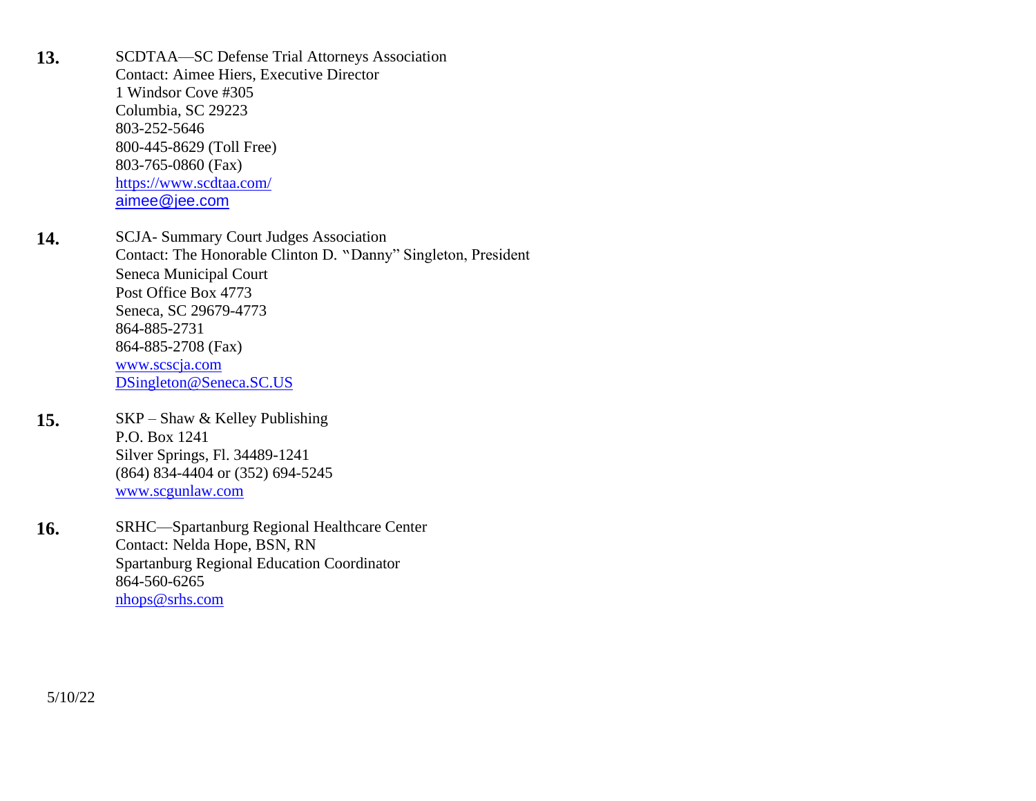**13.** SCDTAA—SC Defense Trial Attorneys Association
Contact: Aimee Hiers, Executive Director
1 Windsor Cove #305
Columbia, SC 29223
803-252-5646
800-445-8629 (Toll Free)
803-765-0860 (Fax)
https://www.scdtaa.com/
aimee@jee.com

**14.** SCJA- Summary Court Judges Association
Contact: The Honorable Clinton D. "Danny" Singleton, President
Seneca Municipal Court
Post Office Box 4773
Seneca, SC 29679-4773
864-885-2731
864-885-2708 (Fax)
www.scscja.com
DSingleton@Seneca.SC.US

**15.** SKP – Shaw & Kelley Publishing
P.O. Box 1241
Silver Springs, Fl. 34489-1241
(864) 834-4404 or (352) 694-5245
www.scgunlaw.com

**16.** SRHC—Spartanburg Regional Healthcare Center
Contact: Nelda Hope, BSN, RN
Spartanburg Regional Education Coordinator
864-560-6265
nhops@srhs.com

5/10/22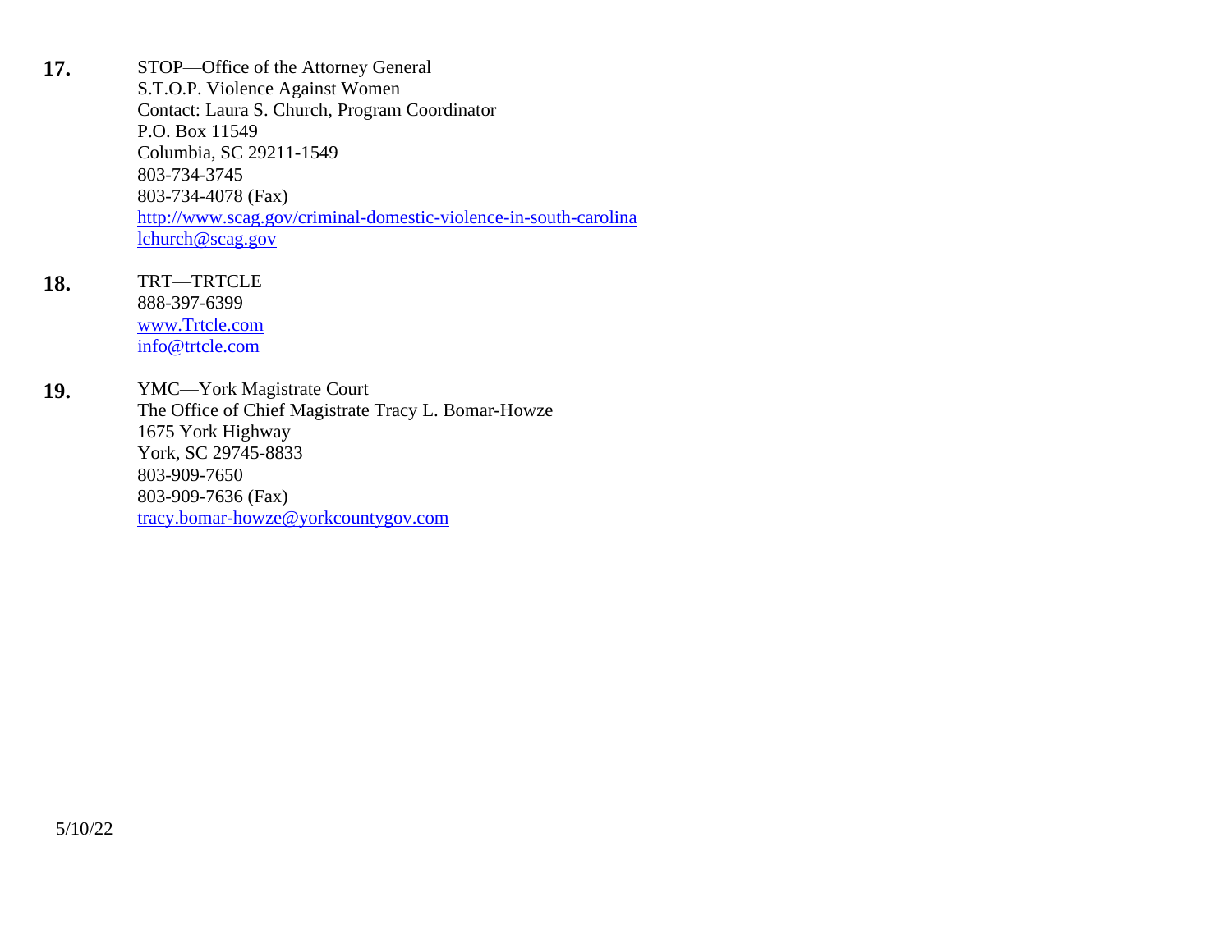**17.** STOP—Office of the Attorney General
S.T.O.P. Violence Against Women
Contact: Laura S. Church, Program Coordinator
P.O. Box 11549
Columbia, SC 29211-1549
803-734-3745
803-734-4078 (Fax)
http://www.scag.gov/criminal-domestic-violence-in-south-carolina
lchurch@scag.gov

**18.** TRT—TRTCLE
888-397-6399
www.Trtcle.com
info@trtcle.com

**19.** YMC—York Magistrate Court
The Office of Chief Magistrate Tracy L. Bomar-Howze
1675 York Highway
York, SC 29745-8833
803-909-7650
803-909-7636 (Fax)
tracy.bomar-howze@yorkcountygov.com

5/10/22